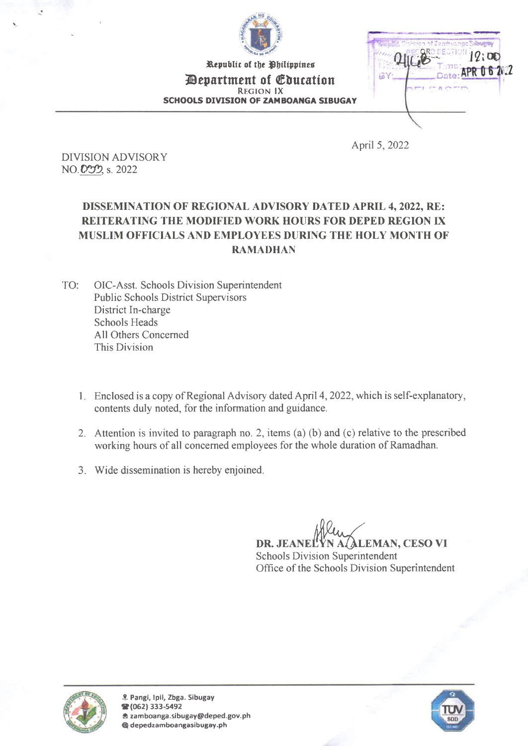Republic of the Philippines

**Department of Education**

REGION IX

**SCHOOLS DIVISION OF ZAMBOANGA SIBUGAY**

April 5, 2022

DIVISION ADVISORY
NO. 022, s. 2022

**DISSEMINATION OF REGIONAL ADVISORY DATED APRIL 4, 2022, RE: REITERATING THE MODIFIED WORK HOURS FOR DEPED REGION IX MUSLIM OFFICIALS AND EMPLOYEES DURING THE HOLY MONTH OF RAMADHAN**

TO: OIC-Asst. Schools Division Superintendent
Public Schools District Supervisors
District In-charge
Schools Heads
All Others Concerned
This Division

1. Enclosed is a copy of Regional Advisory dated April 4, 2022, which is self-explanatory, contents duly noted, for the information and guidance.

2. Attention is invited to paragraph no. 2, items (a) (b) and (c) relative to the prescribed working hours of all concerned employees for the whole duration of Ramadhan.

3. Wide dissemination is hereby enjoined.

**DR. JEANELYN A. ALEMAN, CESO VI**
Schools Division Superintendent
Office of the Schools Division Superintendent

Pangi, Ipil, Zbga. Sibugay
(062) 333-5492
zamboanga.sibugay@deped.gov.ph
depedzamboangasibugay.ph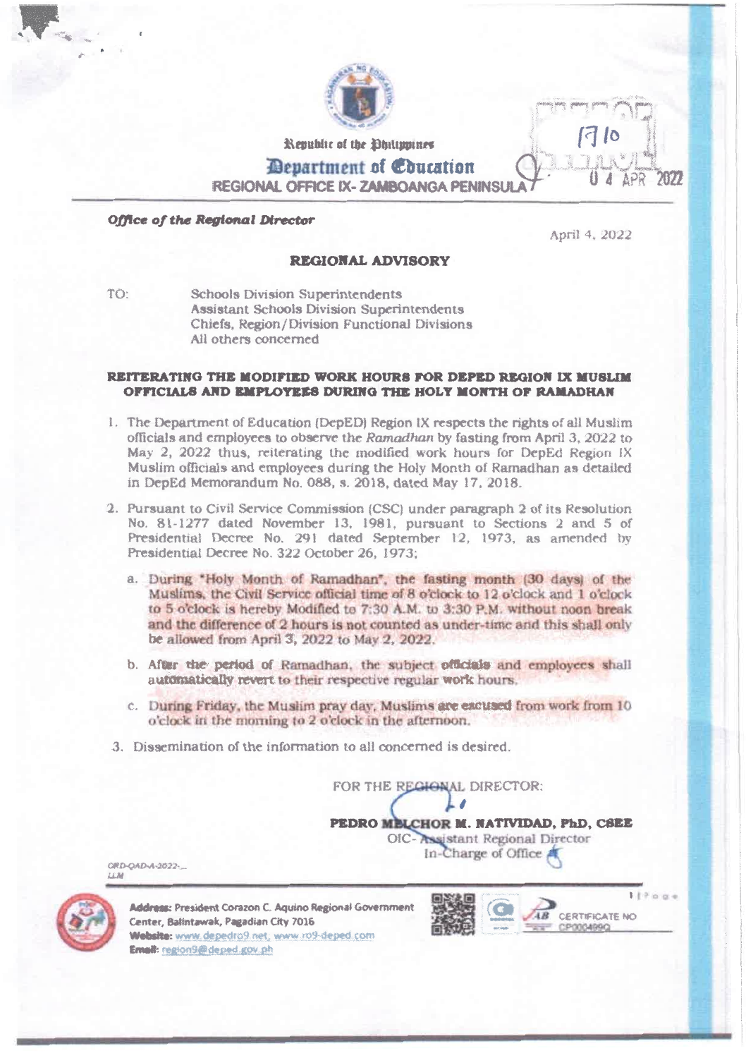Republic of the Philippines

Department of Education

REGIONAL OFFICE IX- ZAMBOANGA PENINSULA

***Office of the Regional Director***

April 4, 2022

**REGIONAL ADVISORY**

TO: Schools Division Superintendents
Assistant Schools Division Superintendents
Chiefs, Region/Division Functional Divisions
All others concerned

**REITERATING THE MODIFIED WORK HOURS FOR DEPED REGION IX MUSLIM OFFICIALS AND EMPLOYEES DURING THE HOLY MONTH OF RAMADHAN**

1. The Department of Education (DepED) Region IX respects the rights of all Muslim officials and employees to observe the *Ramadhan* by fasting from April 3, 2022 to May 2, 2022 thus, reiterating the modified work hours for DepEd Region IX Muslim officials and employees during the Holy Month of Ramadhan as detailed in DepEd Memorandum No. 088, s. 2018, dated May 17, 2018.

2. Pursuant to Civil Service Commission (CSC) under paragraph 2 of its Resolution No. 81-1277 dated November 13, 1981, pursuant to Sections 2 and 5 of Presidential Decree No. 291 dated September 12, 1973, as amended by Presidential Decree No. 322 October 26, 1973;

   a. During "Holy Month of Ramadhan", the fasting month (30 days) of the Muslims, the Civil Service official time of 8 o'clock to 12 o'clock and 1 o'clock to 5 o'clock is hereby Modified to 7:30 A.M. to 3:30 P.M. without noon break and the difference of 2 hours is not counted as under-time and this shall only be allowed from April 3, 2022 to May 2, 2022.

   b. After the period of Ramadhan, the subject officials and employees shall automatically revert to their respective regular work hours.

   c. During Friday, the Muslim pray day, Muslims are excused from work from 10 o'clock in the morning to 2 o'clock in the afternoon.

3. Dissemination of the information to all concerned is desired.

FOR THE REGIONAL DIRECTOR:

**PEDRO MELCHOR M. NATIVIDAD, PhD, CSEE**
OIC- Assistant Regional Director
In-Charge of Office

ORD-QAD-A-2022-__
LLM

**Address:** President Corazon C. Aquino Regional Government Center, Balintawak, Pagadian City 7016
**Website:** www.depedro9.net, www.ro9-deped.com
**Email:** region9@deped.gov.ph

CERTIFICATE NO CP000499Q